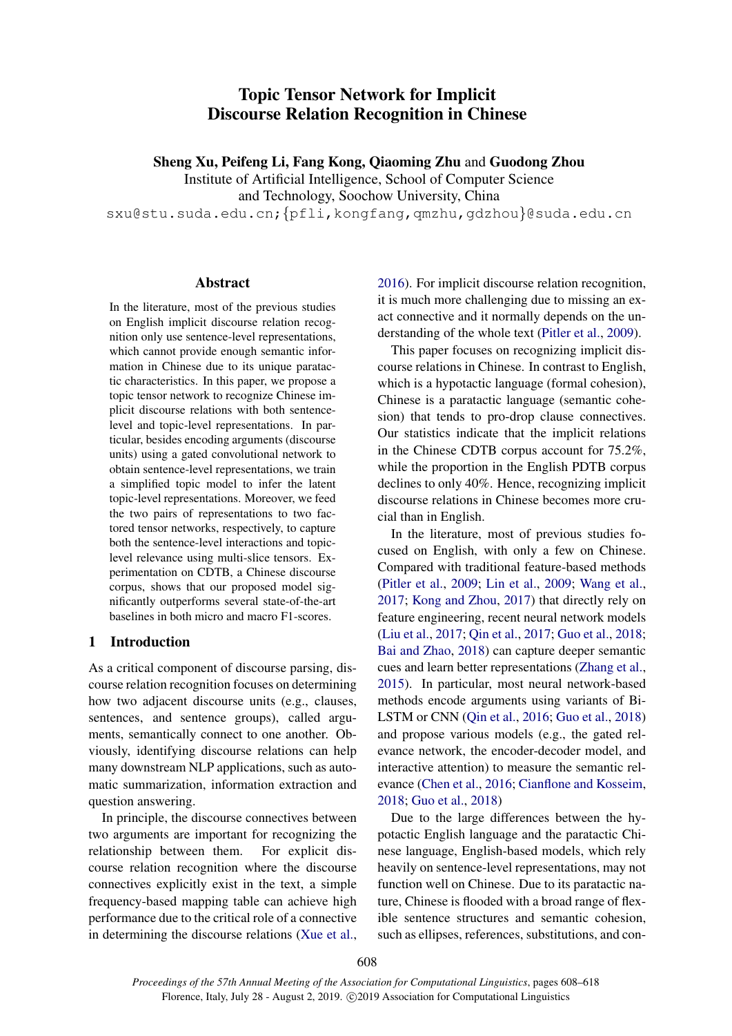# Topic Tensor Network for Implicit Discourse Relation Recognition in Chinese

**Sheng Xu, Peifeng Li, Fang Kong, Qiaoming Zhu** and **Guodong Zhou**

Institute of Artificial Intelligence, School of Computer Science and Technology, Soochow University, China

sxu@stu.suda.edu.cn;{pfli,kongfang,qmzhu,gdzhou}@suda.edu.cn

## Abstract

In the literature, most of the previous studies on English implicit discourse relation recognition only use sentence-level representations, which cannot provide enough semantic information in Chinese due to its unique paratactic characteristics. In this paper, we propose a topic tensor network to recognize Chinese implicit discourse relations with both sentence-level and topic-level representations. In particular, besides encoding arguments (discourse units) using a gated convolutional network to obtain sentence-level representations, we train a simplified topic model to infer the latent topic-level representations. Moreover, we feed the two pairs of representations to two factored tensor networks, respectively, to capture both the sentence-level interactions and topic-level relevance using multi-slice tensors. Experimentation on CDTB, a Chinese discourse corpus, shows that our proposed model significantly outperforms several state-of-the-art baselines in both micro and macro F1-scores.

## 1 Introduction

As a critical component of discourse parsing, discourse relation recognition focuses on determining how two adjacent discourse units (e.g., clauses, sentences, and sentence groups), called arguments, semantically connect to one another. Obviously, identifying discourse relations can help many downstream NLP applications, such as automatic summarization, information extraction and question answering.

In principle, the discourse connectives between two arguments are important for recognizing the relationship between them. For explicit discourse relation recognition where the discourse connectives explicitly exist in the text, a simple frequency-based mapping table can achieve high performance due to the critical role of a connective in determining the discourse relations (Xue et al., 2016). For implicit discourse relation recognition, it is much more challenging due to missing an exact connective and it normally depends on the understanding of the whole text (Pitler et al., 2009).

This paper focuses on recognizing implicit discourse relations in Chinese. In contrast to English, which is a hypotactic language (formal cohesion), Chinese is a paratactic language (semantic cohesion) that tends to pro-drop clause connectives. Our statistics indicate that the implicit relations in the Chinese CDTB corpus account for 75.2%, while the proportion in the English PDTB corpus declines to only 40%. Hence, recognizing implicit discourse relations in Chinese becomes more crucial than in English.

In the literature, most of previous studies focused on English, with only a few on Chinese. Compared with traditional feature-based methods (Pitler et al., 2009; Lin et al., 2009; Wang et al., 2017; Kong and Zhou, 2017) that directly rely on feature engineering, recent neural network models (Liu et al., 2017; Qin et al., 2017; Guo et al., 2018; Bai and Zhao, 2018) can capture deeper semantic cues and learn better representations (Zhang et al., 2015). In particular, most neural network-based methods encode arguments using variants of Bi-LSTM or CNN (Qin et al., 2016; Guo et al., 2018) and propose various models (e.g., the gated relevance network, the encoder-decoder model, and interactive attention) to measure the semantic relevance (Chen et al., 2016; Cianflone and Kosseim, 2018; Guo et al., 2018)

Due to the large differences between the hypotactic English language and the paratactic Chinese language, English-based models, which rely heavily on sentence-level representations, may not function well on Chinese. Due to its paratactic nature, Chinese is flooded with a broad range of flexible sentence structures and semantic cohesion, such as ellipses, references, substitutions, and con-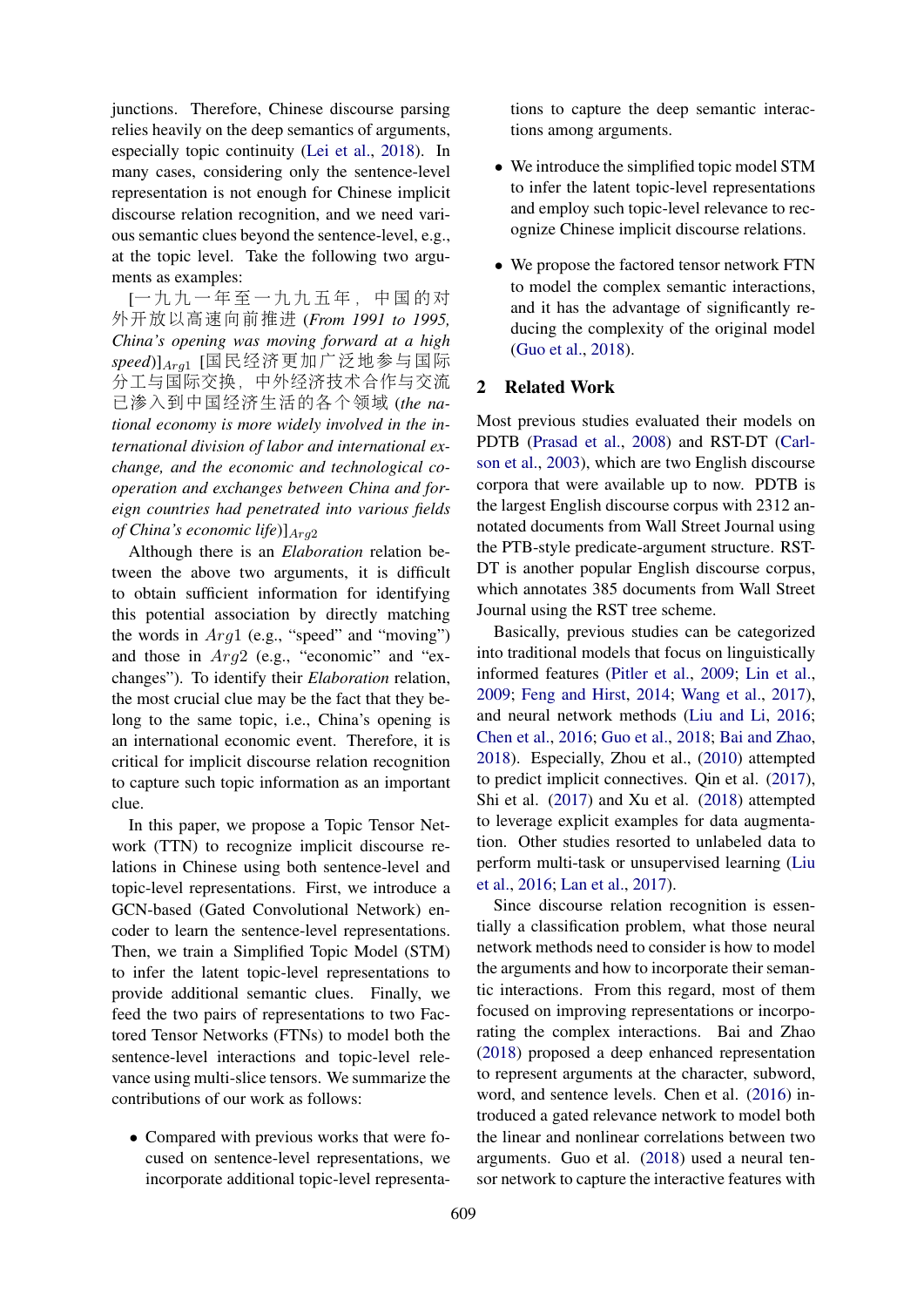junctions. Therefore, Chinese discourse parsing relies heavily on the deep semantics of arguments, especially topic continuity (Lei et al., 2018). In many cases, considering only the sentence-level representation is not enough for Chinese implicit discourse relation recognition, and we need various semantic clues beyond the sentence-level, e.g., at the topic level. Take the following two arguments as examples:

[一九九一年至一九九五年，中国的对外开放以高速向前推进 (*From 1991 to 1995, China's opening was moving forward at a high speed*)]$_{Arg1}$ [国民经济更加广泛地参与国际分工与国际交换，中外经济技术合作与交流已渗入到中国经济生活的各个领域 (*the national economy is more widely involved in the international division of labor and international exchange, and the economic and technological cooperation and exchanges between China and foreign countries had penetrated into various fields of China's economic life*)]$_{Arg2}$

Although there is an *Elaboration* relation between the above two arguments, it is difficult to obtain sufficient information for identifying this potential association by directly matching the words in $Arg1$ (e.g., "speed" and "moving") and those in $Arg2$ (e.g., "economic" and "exchanges"). To identify their *Elaboration* relation, the most crucial clue may be the fact that they belong to the same topic, i.e., China's opening is an international economic event. Therefore, it is critical for implicit discourse relation recognition to capture such topic information as an important clue.

In this paper, we propose a Topic Tensor Network (TTN) to recognize implicit discourse relations in Chinese using both sentence-level and topic-level representations. First, we introduce a GCN-based (Gated Convolutional Network) encoder to learn the sentence-level representations. Then, we train a Simplified Topic Model (STM) to infer the latent topic-level representations to provide additional semantic clues. Finally, we feed the two pairs of representations to two Factored Tensor Networks (FTNs) to model both the sentence-level interactions and topic-level relevance using multi-slice tensors. We summarize the contributions of our work as follows:

- Compared with previous works that were focused on sentence-level representations, we incorporate additional topic-level representations to capture the deep semantic interactions among arguments.
- We introduce the simplified topic model STM to infer the latent topic-level representations and employ such topic-level relevance to recognize Chinese implicit discourse relations.
- We propose the factored tensor network FTN to model the complex semantic interactions, and it has the advantage of significantly reducing the complexity of the original model (Guo et al., 2018).

## 2 Related Work

Most previous studies evaluated their models on PDTB (Prasad et al., 2008) and RST-DT (Carlson et al., 2003), which are two English discourse corpora that were available up to now. PDTB is the largest English discourse corpus with 2312 annotated documents from Wall Street Journal using the PTB-style predicate-argument structure. RST-DT is another popular English discourse corpus, which annotates 385 documents from Wall Street Journal using the RST tree scheme.

Basically, previous studies can be categorized into traditional models that focus on linguistically informed features (Pitler et al., 2009; Lin et al., 2009; Feng and Hirst, 2014; Wang et al., 2017), and neural network methods (Liu and Li, 2016; Chen et al., 2016; Guo et al., 2018; Bai and Zhao, 2018). Especially, Zhou et al., (2010) attempted to predict implicit connectives. Qin et al. (2017), Shi et al. (2017) and Xu et al. (2018) attempted to leverage explicit examples for data augmentation. Other studies resorted to unlabeled data to perform multi-task or unsupervised learning (Liu et al., 2016; Lan et al., 2017).

Since discourse relation recognition is essentially a classification problem, what those neural network methods need to consider is how to model the arguments and how to incorporate their semantic interactions. From this regard, most of them focused on improving representations or incorporating the complex interactions. Bai and Zhao (2018) proposed a deep enhanced representation to represent arguments at the character, subword, word, and sentence levels. Chen et al. (2016) introduced a gated relevance network to model both the linear and nonlinear correlations between two arguments. Guo et al. (2018) used a neural tensor network to capture the interactive features with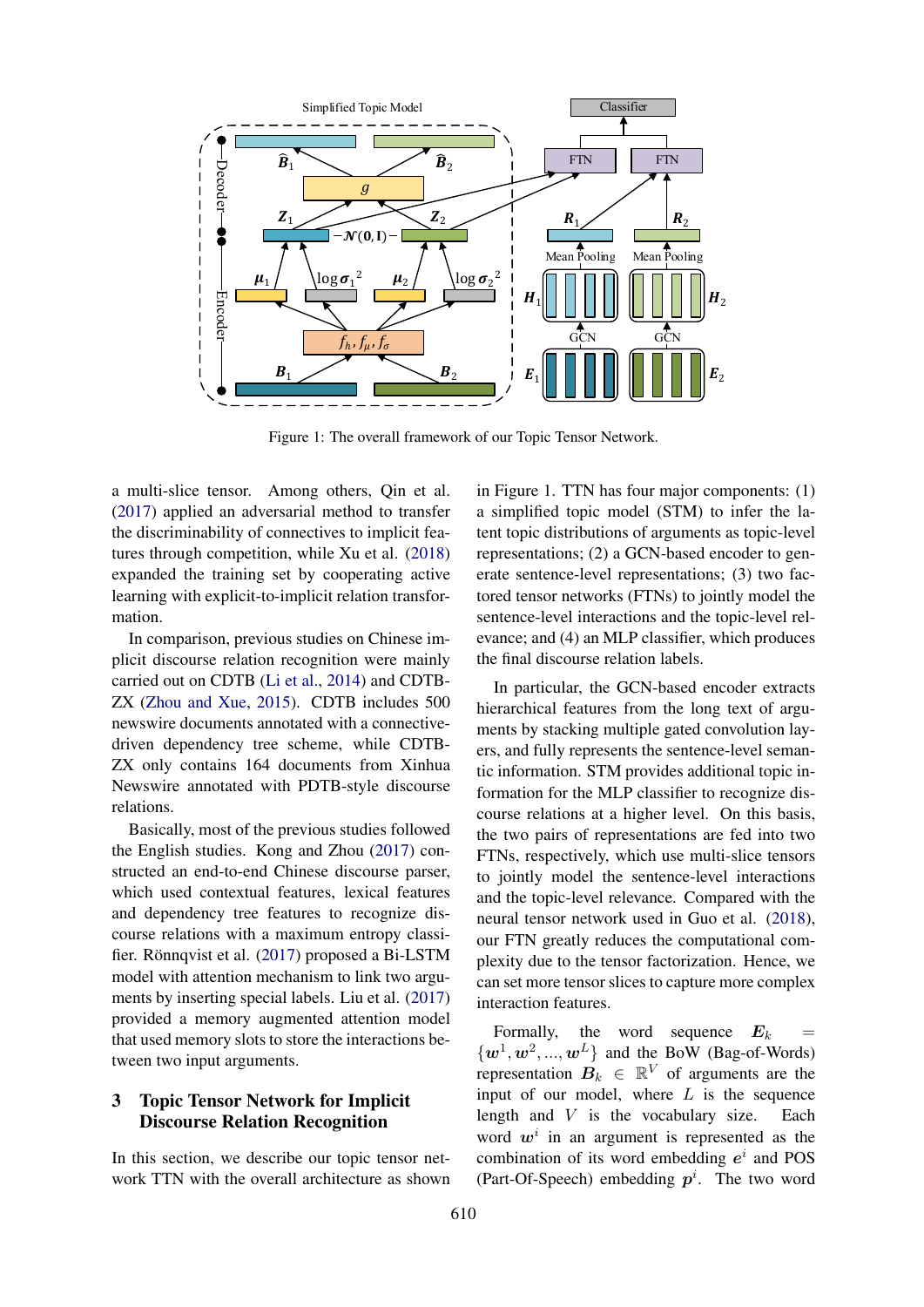Figure 1: The overall framework of our Topic Tensor Network.

a multi-slice tensor. Among others, Qin et al. (2017) applied an adversarial method to transfer the discriminability of connectives to implicit features through competition, while Xu et al. (2018) expanded the training set by cooperating active learning with explicit-to-implicit relation transformation.

In comparison, previous studies on Chinese implicit discourse relation recognition were mainly carried out on CDTB (Li et al., 2014) and CDTB-ZX (Zhou and Xue, 2015). CDTB includes 500 newswire documents annotated with a connective-driven dependency tree scheme, while CDTB-ZX only contains 164 documents from Xinhua Newswire annotated with PDTB-style discourse relations.

Basically, most of the previous studies followed the English studies. Kong and Zhou (2017) constructed an end-to-end Chinese discourse parser, which used contextual features, lexical features and dependency tree features to recognize discourse relations with a maximum entropy classifier. Rönnqvist et al. (2017) proposed a Bi-LSTM model with attention mechanism to link two arguments by inserting special labels. Liu et al. (2017) provided a memory augmented attention model that used memory slots to store the interactions between two input arguments.

## 3 Topic Tensor Network for Implicit Discourse Relation Recognition

In this section, we describe our topic tensor network TTN with the overall architecture as shown in Figure 1. TTN has four major components: (1) a simplified topic model (STM) to infer the latent topic distributions of arguments as topic-level representations; (2) a GCN-based encoder to generate sentence-level representations; (3) two factored tensor networks (FTNs) to jointly model the sentence-level interactions and the topic-level relevance; and (4) an MLP classifier, which produces the final discourse relation labels.

In particular, the GCN-based encoder extracts hierarchical features from the long text of arguments by stacking multiple gated convolution layers, and fully represents the sentence-level semantic information. STM provides additional topic information for the MLP classifier to recognize discourse relations at a higher level. On this basis, the two pairs of representations are fed into two FTNs, respectively, which use multi-slice tensors to jointly model the sentence-level interactions and the topic-level relevance. Compared with the neural tensor network used in Guo et al. (2018), our FTN greatly reduces the computational complexity due to the tensor factorization. Hence, we can set more tensor slices to capture more complex interaction features.

Formally, the word sequence $\boldsymbol{E}_k = \{\boldsymbol{w}^1, \boldsymbol{w}^2, ..., \boldsymbol{w}^L\}$ and the BoW (Bag-of-Words) representation $\boldsymbol{B}_k \in \mathbb{R}^V$ of arguments are the input of our model, where $L$ is the sequence length and $V$ is the vocabulary size. Each word $\boldsymbol{w}^i$ in an argument is represented as the combination of its word embedding $\boldsymbol{e}^i$ and POS (Part-Of-Speech) embedding $\boldsymbol{p}^i$. The two word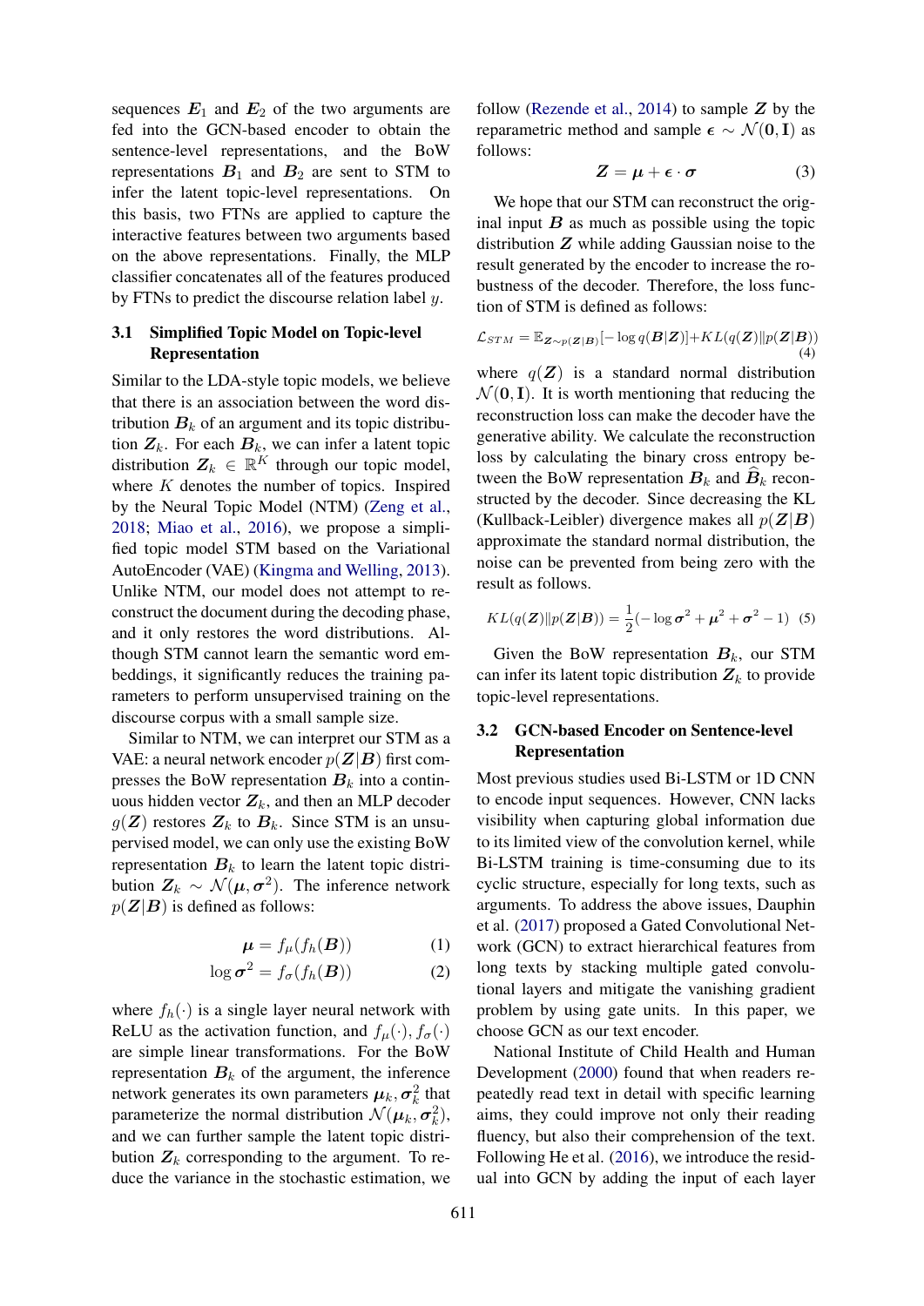sequences $\boldsymbol{E}_1$ and $\boldsymbol{E}_2$ of the two arguments are fed into the GCN-based encoder to obtain the sentence-level representations, and the BoW representations $\boldsymbol{B}_1$ and $\boldsymbol{B}_2$ are sent to STM to infer the latent topic-level representations. On this basis, two FTNs are applied to capture the interactive features between two arguments based on the above representations. Finally, the MLP classifier concatenates all of the features produced by FTNs to predict the discourse relation label $y$.

### 3.1 Simplified Topic Model on Topic-level Representation

Similar to the LDA-style topic models, we believe that there is an association between the word distribution $\boldsymbol{B}_k$ of an argument and its topic distribution $\boldsymbol{Z}_k$. For each $\boldsymbol{B}_k$, we can infer a latent topic distribution $\boldsymbol{Z}_k \in \mathbb{R}^K$ through our topic model, where $K$ denotes the number of topics. Inspired by the Neural Topic Model (NTM) (Zeng et al., 2018; Miao et al., 2016), we propose a simplified topic model STM based on the Variational AutoEncoder (VAE) (Kingma and Welling, 2013). Unlike NTM, our model does not attempt to reconstruct the document during the decoding phase, and it only restores the word distributions. Although STM cannot learn the semantic word embeddings, it significantly reduces the training parameters to perform unsupervised training on the discourse corpus with a small sample size.

Similar to NTM, we can interpret our STM as a VAE: a neural network encoder $p(\boldsymbol{Z}|\boldsymbol{B})$ first compresses the BoW representation $\boldsymbol{B}_k$ into a continuous hidden vector $\boldsymbol{Z}_k$, and then an MLP decoder $g(\boldsymbol{Z})$ restores $\boldsymbol{Z}_k$ to $\boldsymbol{B}_k$. Since STM is an unsupervised model, we can only use the existing BoW representation $\boldsymbol{B}_k$ to learn the latent topic distribution $\boldsymbol{Z}_k \sim \mathcal{N}(\boldsymbol{\mu}, \boldsymbol{\sigma}^2)$. The inference network $p(\boldsymbol{Z}|\boldsymbol{B})$ is defined as follows:

$$\boldsymbol{\mu} = f_\mu(f_h(\boldsymbol{B})) \quad (1)$$

$$\log \boldsymbol{\sigma}^2 = f_\sigma(f_h(\boldsymbol{B})) \quad (2)$$

where $f_h(\cdot)$ is a single layer neural network with ReLU as the activation function, and $f_\mu(\cdot), f_\sigma(\cdot)$ are simple linear transformations. For the BoW representation $\boldsymbol{B}_k$ of the argument, the inference network generates its own parameters $\boldsymbol{\mu}_k, \boldsymbol{\sigma}_k^2$ that parameterize the normal distribution $\mathcal{N}(\boldsymbol{\mu}_k, \boldsymbol{\sigma}_k^2)$, and we can further sample the latent topic distribution $\boldsymbol{Z}_k$ corresponding to the argument. To reduce the variance in the stochastic estimation, we follow (Rezende et al., 2014) to sample $\boldsymbol{Z}$ by the reparametric method and sample $\boldsymbol{\epsilon} \sim \mathcal{N}(\boldsymbol{0}, \mathbf{I})$ as follows:

$$\boldsymbol{Z} = \boldsymbol{\mu} + \boldsymbol{\epsilon} \cdot \boldsymbol{\sigma} \quad (3)$$

We hope that our STM can reconstruct the original input $\boldsymbol{B}$ as much as possible using the topic distribution $\boldsymbol{Z}$ while adding Gaussian noise to the result generated by the encoder to increase the robustness of the decoder. Therefore, the loss function of STM is defined as follows:

$$\mathcal{L}_{STM} = \mathbb{E}_{\boldsymbol{Z} \sim p(\boldsymbol{Z}|\boldsymbol{B})}[-\log q(\boldsymbol{B}|\boldsymbol{Z})] + KL(q(\boldsymbol{Z}) \| p(\boldsymbol{Z}|\boldsymbol{B})) \quad (4)$$

where $q(\boldsymbol{Z})$ is a standard normal distribution $\mathcal{N}(\boldsymbol{0}, \mathbf{I})$. It is worth mentioning that reducing the reconstruction loss can make the decoder have the generative ability. We calculate the reconstruction loss by calculating the binary cross entropy between the BoW representation $\boldsymbol{B}_k$ and $\widehat{\boldsymbol{B}}_k$ reconstructed by the decoder. Since decreasing the KL (Kullback-Leibler) divergence makes all $p(\boldsymbol{Z}|\boldsymbol{B})$ approximate the standard normal distribution, the noise can be prevented from being zero with the result as follows.

$$KL(q(\boldsymbol{Z}) \| p(\boldsymbol{Z}|\boldsymbol{B})) = \frac{1}{2}(-\log \boldsymbol{\sigma}^2 + \boldsymbol{\mu}^2 + \boldsymbol{\sigma}^2 - 1) \quad (5)$$

Given the BoW representation $\boldsymbol{B}_k$, our STM can infer its latent topic distribution $\boldsymbol{Z}_k$ to provide topic-level representations.

### 3.2 GCN-based Encoder on Sentence-level Representation

Most previous studies used Bi-LSTM or 1D CNN to encode input sequences. However, CNN lacks visibility when capturing global information due to its limited view of the convolution kernel, while Bi-LSTM training is time-consuming due to its cyclic structure, especially for long texts, such as arguments. To address the above issues, Dauphin et al. (2017) proposed a Gated Convolutional Network (GCN) to extract hierarchical features from long texts by stacking multiple gated convolutional layers and mitigate the vanishing gradient problem by using gate units. In this paper, we choose GCN as our text encoder.

National Institute of Child Health and Human Development (2000) found that when readers repeatedly read text in detail with specific learning aims, they could improve not only their reading fluency, but also their comprehension of the text. Following He et al. (2016), we introduce the residual into GCN by adding the input of each layer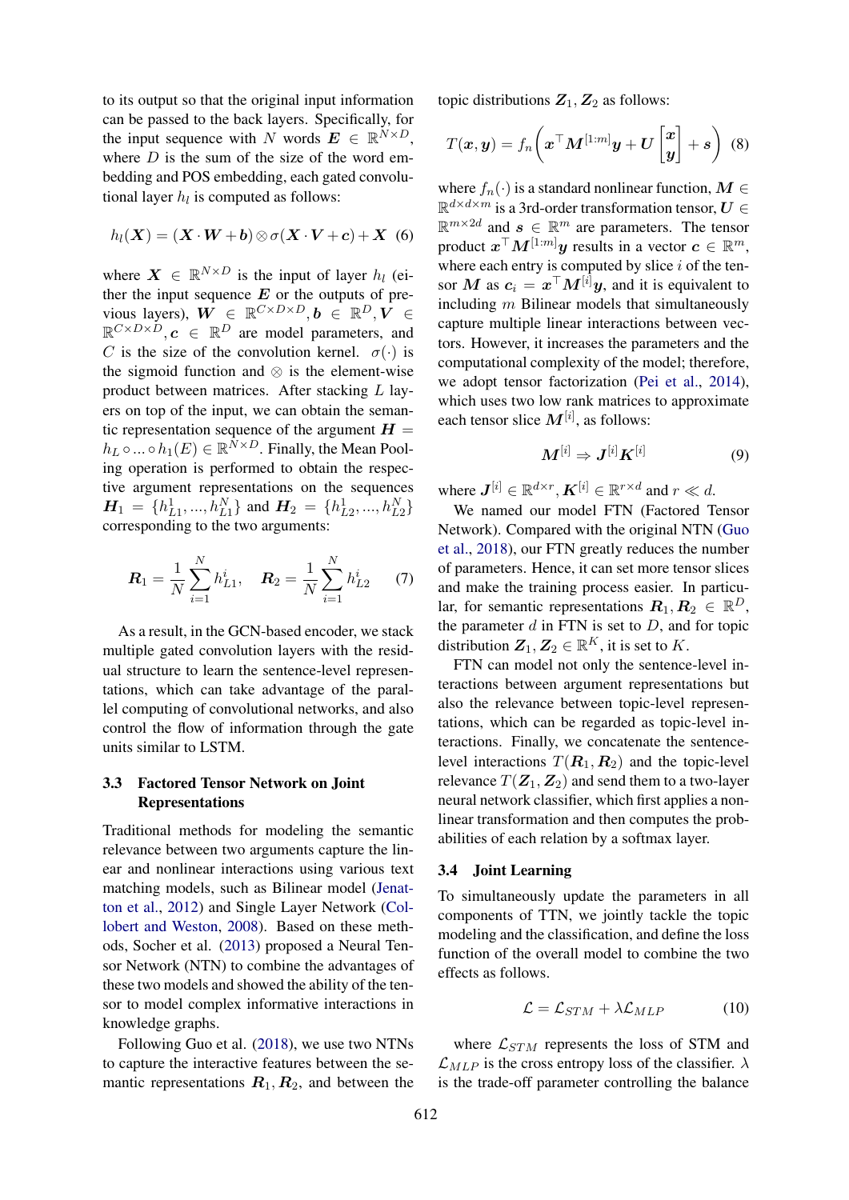to its output so that the original input information can be passed to the back layers. Specifically, for the input sequence with $N$ words $\boldsymbol{E} \in \mathbb{R}^{N \times D}$, where $D$ is the sum of the size of the word embedding and POS embedding, each gated convolutional layer $h_l$ is computed as follows:

$$h_l(\boldsymbol{X}) = (\boldsymbol{X} \cdot \boldsymbol{W} + \boldsymbol{b}) \otimes \sigma(\boldsymbol{X} \cdot \boldsymbol{V} + \boldsymbol{c}) + \boldsymbol{X} \quad (6)$$

where $\boldsymbol{X} \in \mathbb{R}^{N \times D}$ is the input of layer $h_l$ (either the input sequence $\boldsymbol{E}$ or the outputs of previous layers), $\boldsymbol{W} \in \mathbb{R}^{C \times D \times D}, \boldsymbol{b} \in \mathbb{R}^{D}, \boldsymbol{V} \in \mathbb{R}^{C \times D \times D}, \boldsymbol{c} \in \mathbb{R}^{D}$ are model parameters, and $C$ is the size of the convolution kernel. $\sigma(\cdot)$ is the sigmoid function and $\otimes$ is the element-wise product between matrices. After stacking $L$ layers on top of the input, we can obtain the semantic representation sequence of the argument $\boldsymbol{H} = h_L \circ ... \circ h_1(E) \in \mathbb{R}^{N \times D}$. Finally, the Mean Pooling operation is performed to obtain the respective argument representations on the sequences $\boldsymbol{H}_1 = \{h^1_{L1}, ..., h^N_{L1}\}$ and $\boldsymbol{H}_2 = \{h^1_{L2}, ..., h^N_{L2}\}$ corresponding to the two arguments:

$$\boldsymbol{R}_1 = \frac{1}{N}\sum_{i=1}^{N} h^i_{L1}, \quad \boldsymbol{R}_2 = \frac{1}{N}\sum_{i=1}^{N} h^i_{L2} \quad (7)$$

As a result, in the GCN-based encoder, we stack multiple gated convolution layers with the residual structure to learn the sentence-level representations, which can take advantage of the parallel computing of convolutional networks, and also control the flow of information through the gate units similar to LSTM.

### 3.3 Factored Tensor Network on Joint Representations

Traditional methods for modeling the semantic relevance between two arguments capture the linear and nonlinear interactions using various text matching models, such as Bilinear model (Jenatton et al., 2012) and Single Layer Network (Collobert and Weston, 2008). Based on these methods, Socher et al. (2013) proposed a Neural Tensor Network (NTN) to combine the advantages of these two models and showed the ability of the tensor to model complex informative interactions in knowledge graphs.

Following Guo et al. (2018), we use two NTNs to capture the interactive features between the semantic representations $\boldsymbol{R}_1, \boldsymbol{R}_2$, and between the topic distributions $\boldsymbol{Z}_1, \boldsymbol{Z}_2$ as follows:

$$T(\boldsymbol{x}, \boldsymbol{y}) = f_n\left(\boldsymbol{x}^\top \boldsymbol{M}^{[1:m]} \boldsymbol{y} + \boldsymbol{U} \begin{bmatrix} \boldsymbol{x} \\ \boldsymbol{y} \end{bmatrix} + \boldsymbol{s}\right) \quad (8)$$

where $f_n(\cdot)$ is a standard nonlinear function, $\boldsymbol{M} \in \mathbb{R}^{d \times d \times m}$ is a 3rd-order transformation tensor, $\boldsymbol{U} \in \mathbb{R}^{m \times 2d}$ and $\boldsymbol{s} \in \mathbb{R}^{m}$ are parameters. The tensor product $\boldsymbol{x}^\top \boldsymbol{M}^{[1:m]} \boldsymbol{y}$ results in a vector $\boldsymbol{c} \in \mathbb{R}^{m}$, where each entry is computed by slice $i$ of the tensor $\boldsymbol{M}$ as $\boldsymbol{c}_i = \boldsymbol{x}^\top \boldsymbol{M}^{[i]} \boldsymbol{y}$, and it is equivalent to including $m$ Bilinear models that simultaneously capture multiple linear interactions between vectors. However, it increases the parameters and the computational complexity of the model; therefore, we adopt tensor factorization (Pei et al., 2014), which uses two low rank matrices to approximate each tensor slice $\boldsymbol{M}^{[i]}$, as follows:

$$\boldsymbol{M}^{[i]} \Rightarrow \boldsymbol{J}^{[i]} \boldsymbol{K}^{[i]} \quad (9)$$

where $\boldsymbol{J}^{[i]} \in \mathbb{R}^{d \times r}, \boldsymbol{K}^{[i]} \in \mathbb{R}^{r \times d}$ and $r \ll d$.

We named our model FTN (Factored Tensor Network). Compared with the original NTN (Guo et al., 2018), our FTN greatly reduces the number of parameters. Hence, it can set more tensor slices and make the training process easier. In particular, for semantic representations $\boldsymbol{R}_1, \boldsymbol{R}_2 \in \mathbb{R}^{D}$, the parameter $d$ in FTN is set to $D$, and for topic distribution $\boldsymbol{Z}_1, \boldsymbol{Z}_2 \in \mathbb{R}^{K}$, it is set to $K$.

FTN can model not only the sentence-level interactions between argument representations but also the relevance between topic-level representations, which can be regarded as topic-level interactions. Finally, we concatenate the sentence-level interactions $T(\boldsymbol{R}_1, \boldsymbol{R}_2)$ and the topic-level relevance $T(\boldsymbol{Z}_1, \boldsymbol{Z}_2)$ and send them to a two-layer neural network classifier, which first applies a nonlinear transformation and then computes the probabilities of each relation by a softmax layer.

### 3.4 Joint Learning

To simultaneously update the parameters in all components of TTN, we jointly tackle the topic modeling and the classification, and define the loss function of the overall model to combine the two effects as follows:

$$\mathcal{L} = \mathcal{L}_{STM} + \lambda \mathcal{L}_{MLP} \quad (10)$$

where $\mathcal{L}_{STM}$ represents the loss of STM and $\mathcal{L}_{MLP}$ is the cross entropy loss of the classifier. $\lambda$ is the trade-off parameter controlling the balance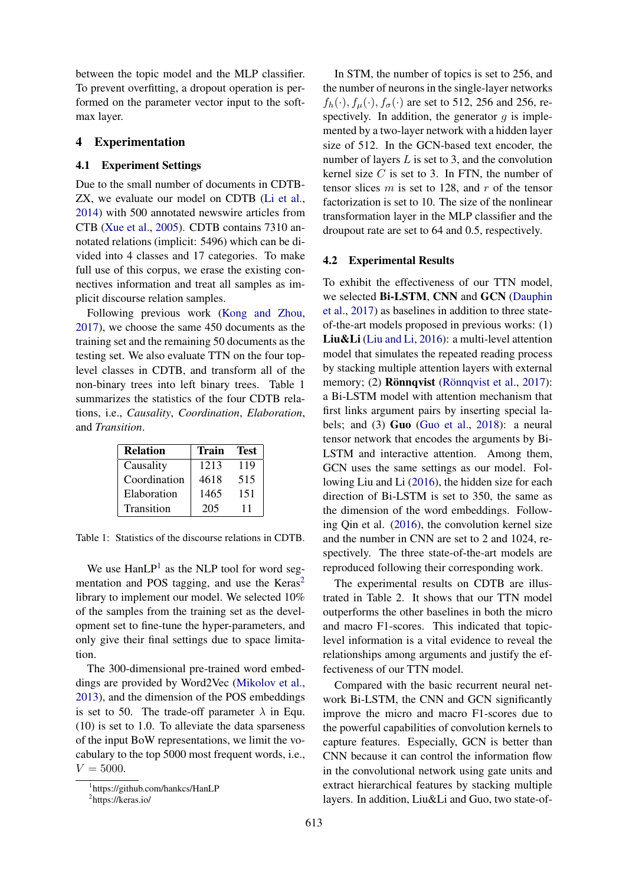between the topic model and the MLP classifier. To prevent overfitting, a dropout operation is performed on the parameter vector input to the softmax layer.

## 4 Experimentation

### 4.1 Experiment Settings

Due to the small number of documents in CDTB-ZX, we evaluate our model on CDTB (Li et al., 2014) with 500 annotated newswire articles from CTB (Xue et al., 2005). CDTB contains 7310 annotated relations (implicit: 5496) which can be divided into 4 classes and 17 categories. To make full use of this corpus, we erase the existing connectives information and treat all samples as implicit discourse relation samples.

Following previous work (Kong and Zhou, 2017), we choose the same 450 documents as the training set and the remaining 50 documents as the testing set. We also evaluate TTN on the four top-level classes in CDTB, and transform all of the non-binary trees into left binary trees. Table 1 summarizes the statistics of the four CDTB relations, i.e., *Causality*, *Coordination*, *Elaboration*, and *Transition*.

| Relation | Train | Test |
|---|---|---|
| Causality | 1213 | 119 |
| Coordination | 4618 | 515 |
| Elaboration | 1465 | 151 |
| Transition | 205 | 11 |

Table 1: Statistics of the discourse relations in CDTB.

We use HanLP[1] as the NLP tool for word segmentation and POS tagging, and use the Keras[2] library to implement our model. We selected 10% of the samples from the training set as the development set to fine-tune the hyper-parameters, and only give their final settings due to space limitation.

The 300-dimensional pre-trained word embeddings are provided by Word2Vec (Mikolov et al., 2013), and the dimension of the POS embeddings is set to 50. The trade-off parameter $\lambda$ in Equ. (10) is set to 1.0. To alleviate the data sparseness of the input BoW representations, we limit the vocabulary to the top 5000 most frequent words, i.e., $V = 5000$.

[1] https://github.com/hankcs/HanLP

[2] https://keras.io/

In STM, the number of topics is set to 256, and the number of neurons in the single-layer networks $f_h(\cdot), f_\mu(\cdot), f_\sigma(\cdot)$ are set to 512, 256 and 256, respectively. In addition, the generator $g$ is implemented by a two-layer network with a hidden layer size of 512. In the GCN-based text encoder, the number of layers $L$ is set to 3, and the convolution kernel size $C$ is set to 3. In FTN, the number of tensor slices $m$ is set to 128, and $r$ of the tensor factorization is set to 10. The size of the nonlinear transformation layer in the MLP classifier and the droupout rate are set to 64 and 0.5, respectively.

### 4.2 Experimental Results

To exhibit the effectiveness of our TTN model, we selected **Bi-LSTM**, **CNN** and **GCN** (Dauphin et al., 2017) as baselines in addition to three state-of-the-art models proposed in previous works: (1) **Liu&Li** (Liu and Li, 2016): a multi-level attention model that simulates the repeated reading process by stacking multiple attention layers with external memory; (2) **Rönnqvist** (Rönnqvist et al., 2017): a Bi-LSTM model with attention mechanism that first links argument pairs by inserting special labels; and (3) **Guo** (Guo et al., 2018): a neural tensor network that encodes the arguments by Bi-LSTM and interactive attention. Among them, GCN uses the same settings as our model. Following Liu and Li (2016), the hidden size for each direction of Bi-LSTM is set to 350, the same as the dimension of the word embeddings. Following Qin et al. (2016), the convolution kernel size and the number in CNN are set to 2 and 1024, respectively. The three state-of-the-art models are reproduced following their corresponding work.

The experimental results on CDTB are illustrated in Table 2. It shows that our TTN model outperforms the other baselines in both the micro and macro F1-scores. This indicated that topic-level information is a vital evidence to reveal the relationships among arguments and justify the effectiveness of our TTN model.

Compared with the basic recurrent neural network Bi-LSTM, the CNN and GCN significantly improve the micro and macro F1-scores due to the powerful capabilities of convolution kernels to capture features. Especially, GCN is better than CNN because it can control the information flow in the convolutional network using gate units and extract hierarchical features by stacking multiple layers. In addition, Liu&Li and Guo, two state-of-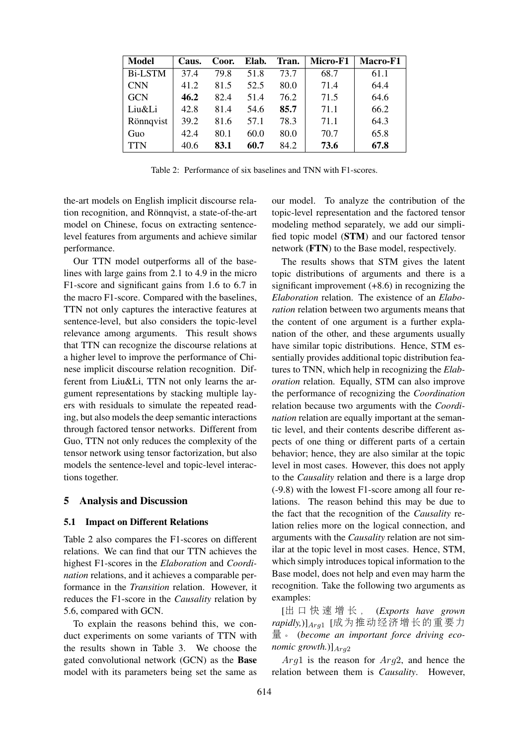| Model | Caus. | Coor. | Elab. | Tran. | Micro-F1 | Macro-F1 |
|---|---|---|---|---|---|---|
| Bi-LSTM | 37.4 | 79.8 | 51.8 | 73.7 | 68.7 | 61.1 |
| CNN | 41.2 | 81.5 | 52.5 | 80.0 | 71.4 | 64.4 |
| GCN | **46.2** | 82.4 | 51.4 | 76.2 | 71.5 | 64.6 |
| Liu&Li | 42.8 | 81.4 | 54.6 | **85.7** | 71.1 | 66.2 |
| Rönnqvist | 39.2 | 81.6 | 57.1 | 78.3 | 71.1 | 64.3 |
| Guo | 42.4 | 80.1 | 60.0 | 80.0 | 70.7 | 65.8 |
| TTN | 40.6 | **83.1** | **60.7** | 84.2 | **73.6** | **67.8** |

Table 2: Performance of six baselines and TNN with F1-scores.

the-art models on English implicit discourse relation recognition, and Rönnqvist, a state-of-the-art model on Chinese, focus on extracting sentence-level features from arguments and achieve similar performance.

Our TTN model outperforms all of the baselines with large gains from 2.1 to 4.9 in the micro F1-score and significant gains from 1.6 to 6.7 in the macro F1-score. Compared with the baselines, TTN not only captures the interactive features at sentence-level, but also considers the topic-level relevance among arguments. This result shows that TTN can recognize the discourse relations at a higher level to improve the performance of Chinese implicit discourse relation recognition. Different from Liu&Li, TTN not only learns the argument representations by stacking multiple layers with residuals to simulate the repeated reading, but also models the deep semantic interactions through factored tensor networks. Different from Guo, TTN not only reduces the complexity of the tensor network using tensor factorization, but also models the sentence-level and topic-level interactions together.

## 5 Analysis and Discussion

### 5.1 Impact on Different Relations

Table 2 also compares the F1-scores on different relations. We can find that our TTN achieves the highest F1-scores in the *Elaboration* and *Coordination* relations, and it achieves a comparable performance in the *Transition* relation. However, it reduces the F1-score in the *Causality* relation by 5.6, compared with GCN.

To explain the reasons behind this, we conduct experiments on some variants of TTN with the results shown in Table 3. We choose the gated convolutional network (GCN) as the **Base** model with its parameters being set the same as our model. To analyze the contribution of the topic-level representation and the factored tensor modeling method separately, we add our simplified topic model (**STM**) and our factored tensor network (**FTN**) to the Base model, respectively.

The results shows that STM gives the latent topic distributions of arguments and there is a significant improvement (+8.6) in recognizing the *Elaboration* relation. The existence of an *Elaboration* relation between two arguments means that the content of one argument is a further explanation of the other, and these arguments usually have similar topic distributions. Hence, STM essentially provides additional topic distribution features to TNN, which help in recognizing the *Elaboration* relation. Equally, STM can also improve the performance of recognizing the *Coordination* relation because two arguments with the *Coordination* relation are equally important at the semantic level, and their contents describe different aspects of one thing or different parts of a certain behavior; hence, they are also similar at the topic level in most cases. However, this does not apply to the *Causality* relation and there is a large drop (-9.8) with the lowest F1-score among all four relations. The reason behind this may be due to the fact that the recognition of the *Causality* relation relies more on the logical connection, and arguments with the *Causality* relation are not similar at the topic level in most cases. Hence, STM, which simply introduces topical information to the Base model, does not help and even may harm the recognition. Take the following two arguments as examples:

[出口快速增长， (*Exports have grown rapidly,*)]$_{Arg1}$ [成为推动经济增长的重要力量。 (*become an important force driving economic growth.*)]$_{Arg2}$

$Arg1$ is the reason for $Arg2$, and hence the relation between them is *Causality*. However,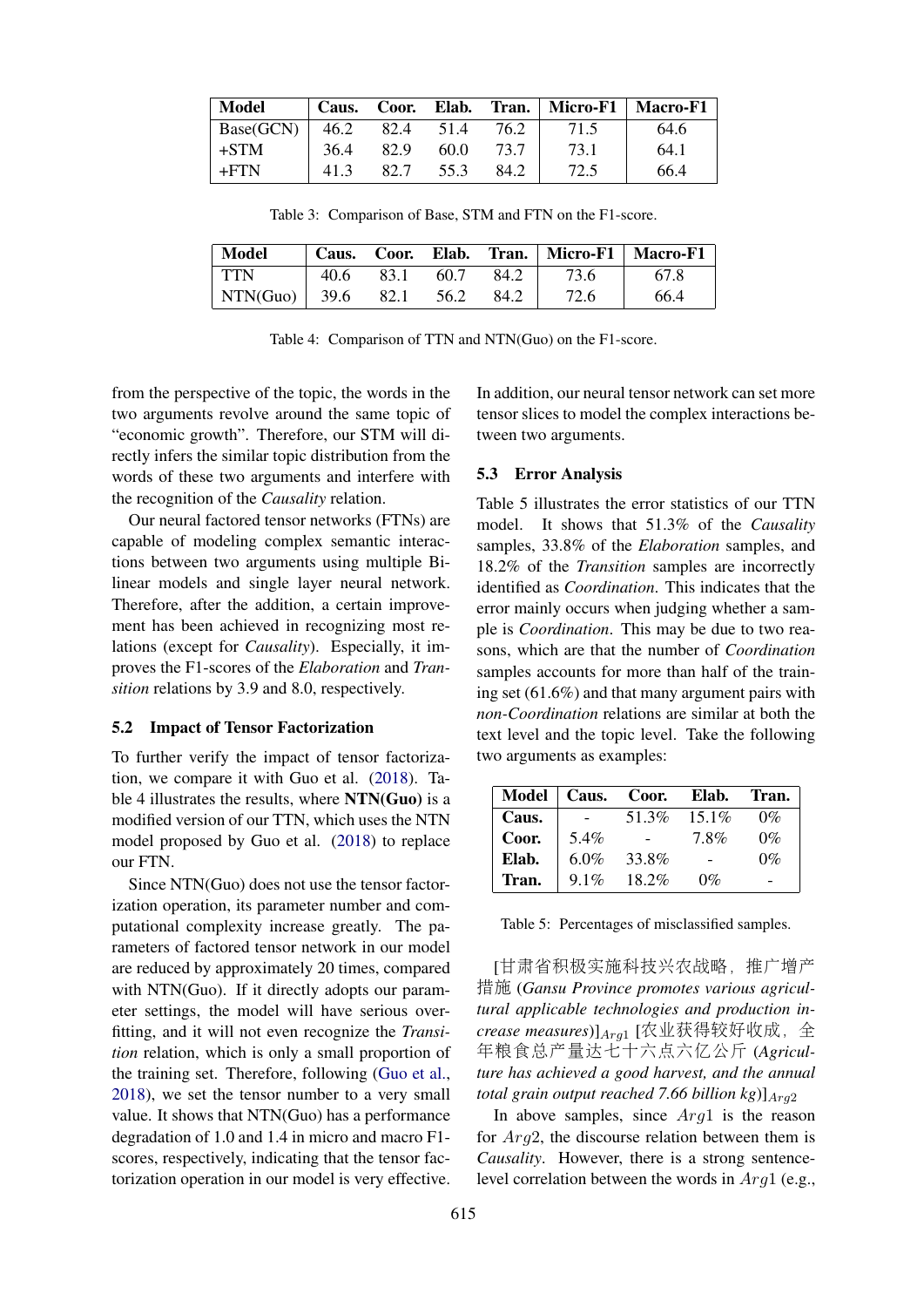| Model | Caus. | Coor. | Elab. | Tran. | Micro-F1 | Macro-F1 |
|---|---|---|---|---|---|---|
| Base(GCN) | 46.2 | 82.4 | 51.4 | 76.2 | 71.5 | 64.6 |
| +STM | 36.4 | 82.9 | 60.0 | 73.7 | 73.1 | 64.1 |
| +FTN | 41.3 | 82.7 | 55.3 | 84.2 | 72.5 | 66.4 |

Table 3: Comparison of Base, STM and FTN on the F1-score.

| Model | Caus. | Coor. | Elab. | Tran. | Micro-F1 | Macro-F1 |
|---|---|---|---|---|---|---|
| TTN | 40.6 | 83.1 | 60.7 | 84.2 | 73.6 | 67.8 |
| NTN(Guo) | 39.6 | 82.1 | 56.2 | 84.2 | 72.6 | 66.4 |

Table 4: Comparison of TTN and NTN(Guo) on the F1-score.

from the perspective of the topic, the words in the two arguments revolve around the same topic of "economic growth". Therefore, our STM will directly infers the similar topic distribution from the words of these two arguments and interfere with the recognition of the *Causality* relation.

Our neural factored tensor networks (FTNs) are capable of modeling complex semantic interactions between two arguments using multiple Bilinear models and single layer neural network. Therefore, after the addition, a certain improvement has been achieved in recognizing most relations (except for *Causality*). Especially, it improves the F1-scores of the *Elaboration* and *Transition* relations by 3.9 and 8.0, respectively.

## 5.2 Impact of Tensor Factorization

To further verify the impact of tensor factorization, we compare it with Guo et al. (2018). Table 4 illustrates the results, where **NTN(Guo)** is a modified version of our TTN, which uses the NTN model proposed by Guo et al. (2018) to replace our FTN.

Since NTN(Guo) does not use the tensor factorization operation, its parameter number and computational complexity increase greatly. The parameters of factored tensor network in our model are reduced by approximately 20 times, compared with NTN(Guo). If it directly adopts our parameter settings, the model will have serious overfitting, and it will not even recognize the *Transition* relation, which is only a small proportion of the training set. Therefore, following (Guo et al., 2018), we set the tensor number to a very small value. It shows that NTN(Guo) has a performance degradation of 1.0 and 1.4 in micro and macro F1-scores, respectively, indicating that the tensor factorization operation in our model is very effective. In addition, our neural tensor network can set more tensor slices to model the complex interactions between two arguments.

## 5.3 Error Analysis

Table 5 illustrates the error statistics of our TTN model. It shows that 51.3% of the *Causality* samples, 33.8% of the *Elaboration* samples, and 18.2% of the *Transition* samples are incorrectly identified as *Coordination*. This indicates that the error mainly occurs when judging whether a sample is *Coordination*. This may be due to two reasons, which are that the number of *Coordination* samples accounts for more than half of the training set (61.6%) and that many argument pairs with *non-Coordination* relations are similar at both the text level and the topic level. Take the following two arguments as examples:

| Model | Caus. | Coor. | Elab. | Tran. |
|---|---|---|---|---|
| **Caus.** | - | 51.3% | 15.1% | 0% |
| **Coor.** | 5.4% | - | 7.8% | 0% |
| **Elab.** | 6.0% | 33.8% | - | 0% |
| **Tran.** | 9.1% | 18.2% | 0% | - |

Table 5: Percentages of misclassified samples.

[甘肃省积极实施科技兴农战略，推广增产措施 (*Gansu Province promotes various agricultural applicable technologies and production increase measures*)]$_{Arg1}$ [农业获得较好收成，全年粮食总产量达七十六点六亿公斤 (*Agriculture has achieved a good harvest, and the annual total grain output reached 7.66 billion kg*)]$_{Arg2}$

In above samples, since $Arg1$ is the reason for $Arg2$, the discourse relation between them is *Causality*. However, there is a strong sentence-level correlation between the words in $Arg1$ (e.g.,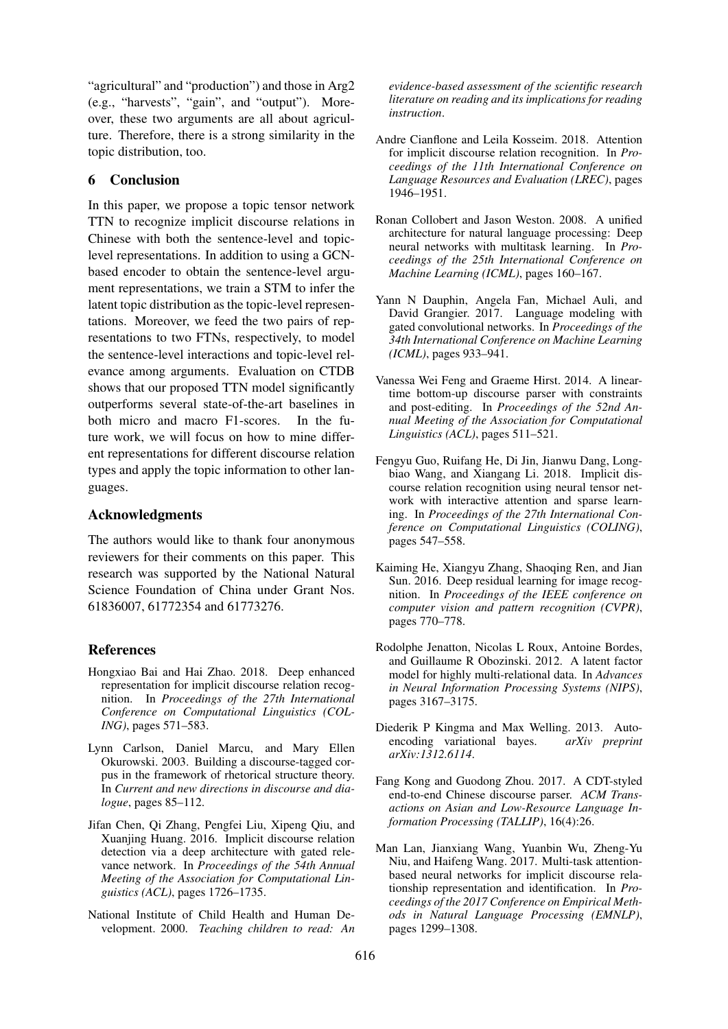"agricultural" and "production") and those in Arg2 (e.g., "harvests", "gain", and "output"). Moreover, these two arguments are all about agriculture. Therefore, there is a strong similarity in the topic distribution, too.

## 6 Conclusion

In this paper, we propose a topic tensor network TTN to recognize implicit discourse relations in Chinese with both the sentence-level and topic-level representations. In addition to using a GCN-based encoder to obtain the sentence-level argument representations, we train a STM to infer the latent topic distribution as the topic-level representations. Moreover, we feed the two pairs of representations to two FTNs, respectively, to model the sentence-level interactions and topic-level relevance among arguments. Evaluation on CTDB shows that our proposed TTN model significantly outperforms several state-of-the-art baselines in both micro and macro F1-scores. In the future work, we will focus on how to mine different representations for different discourse relation types and apply the topic information to other languages.

## Acknowledgments

The authors would like to thank four anonymous reviewers for their comments on this paper. This research was supported by the National Natural Science Foundation of China under Grant Nos. 61836007, 61772354 and 61773276.

## References

Hongxiao Bai and Hai Zhao. 2018. Deep enhanced representation for implicit discourse relation recognition. In *Proceedings of the 27th International Conference on Computational Linguistics (COLING)*, pages 571–583.

Lynn Carlson, Daniel Marcu, and Mary Ellen Okurowski. 2003. Building a discourse-tagged corpus in the framework of rhetorical structure theory. In *Current and new directions in discourse and dialogue*, pages 85–112.

Jifan Chen, Qi Zhang, Pengfei Liu, Xipeng Qiu, and Xuanjing Huang. 2016. Implicit discourse relation detection via a deep architecture with gated relevance network. In *Proceedings of the 54th Annual Meeting of the Association for Computational Linguistics (ACL)*, pages 1726–1735.

National Institute of Child Health and Human Development. 2000. *Teaching children to read: An evidence-based assessment of the scientific research literature on reading and its implications for reading instruction*.

Andre Cianflone and Leila Kosseim. 2018. Attention for implicit discourse relation recognition. In *Proceedings of the 11th International Conference on Language Resources and Evaluation (LREC)*, pages 1946–1951.

Ronan Collobert and Jason Weston. 2008. A unified architecture for natural language processing: Deep neural networks with multitask learning. In *Proceedings of the 25th International Conference on Machine Learning (ICML)*, pages 160–167.

Yann N Dauphin, Angela Fan, Michael Auli, and David Grangier. 2017. Language modeling with gated convolutional networks. In *Proceedings of the 34th International Conference on Machine Learning (ICML)*, pages 933–941.

Vanessa Wei Feng and Graeme Hirst. 2014. A linear-time bottom-up discourse parser with constraints and post-editing. In *Proceedings of the 52nd Annual Meeting of the Association for Computational Linguistics (ACL)*, pages 511–521.

Fengyu Guo, Ruifang He, Di Jin, Jianwu Dang, Longbiao Wang, and Xiangang Li. 2018. Implicit discourse relation recognition using neural tensor network with interactive attention and sparse learning. In *Proceedings of the 27th International Conference on Computational Linguistics (COLING)*, pages 547–558.

Kaiming He, Xiangyu Zhang, Shaoqing Ren, and Jian Sun. 2016. Deep residual learning for image recognition. In *Proceedings of the IEEE conference on computer vision and pattern recognition (CVPR)*, pages 770–778.

Rodolphe Jenatton, Nicolas L Roux, Antoine Bordes, and Guillaume R Obozinski. 2012. A latent factor model for highly multi-relational data. In *Advances in Neural Information Processing Systems (NIPS)*, pages 3167–3175.

Diederik P Kingma and Max Welling. 2013. Auto-encoding variational bayes. *arXiv preprint arXiv:1312.6114*.

Fang Kong and Guodong Zhou. 2017. A CDT-styled end-to-end Chinese discourse parser. *ACM Transactions on Asian and Low-Resource Language Information Processing (TALLIP)*, 16(4):26.

Man Lan, Jianxiang Wang, Yuanbin Wu, Zheng-Yu Niu, and Haifeng Wang. 2017. Multi-task attention-based neural networks for implicit discourse relationship representation and identification. In *Proceedings of the 2017 Conference on Empirical Methods in Natural Language Processing (EMNLP)*, pages 1299–1308.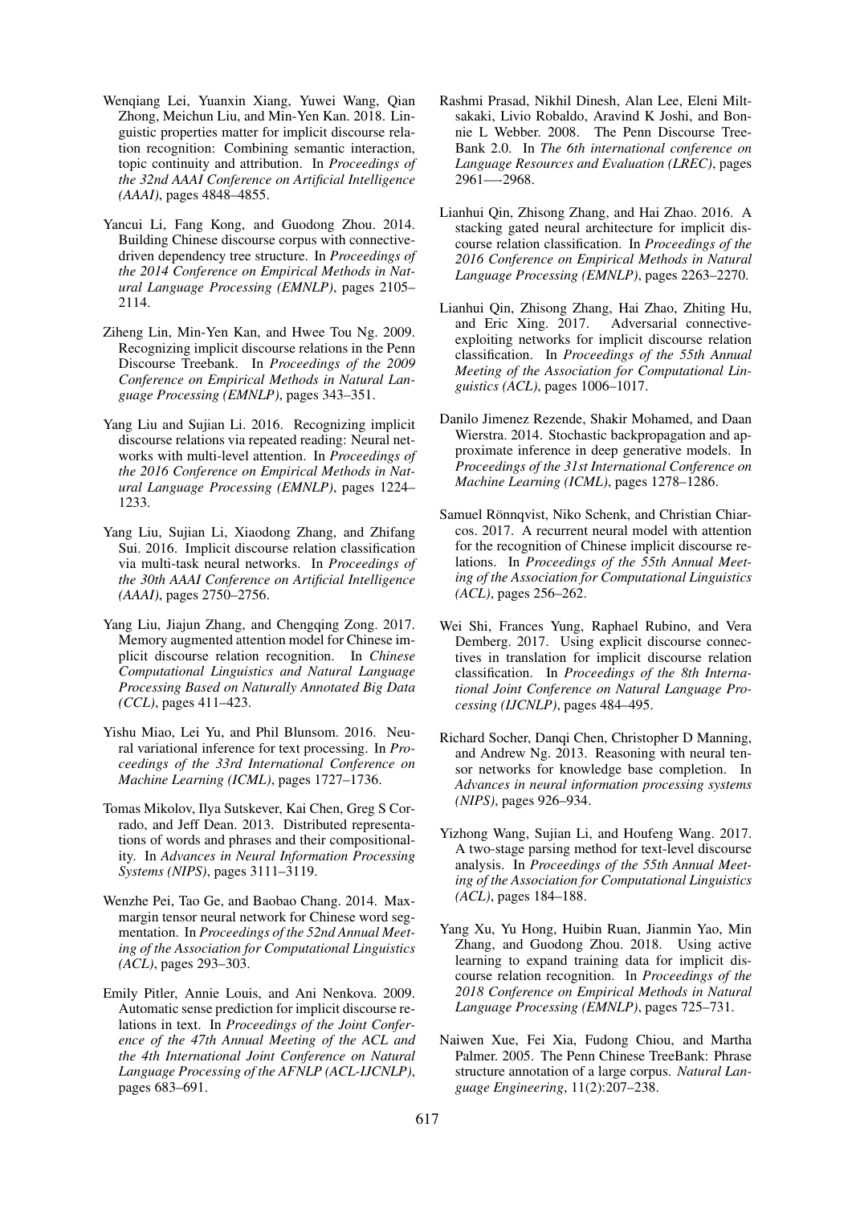Wenqiang Lei, Yuanxin Xiang, Yuwei Wang, Qian Zhong, Meichun Liu, and Min-Yen Kan. 2018. Linguistic properties matter for implicit discourse relation recognition: Combining semantic interaction, topic continuity and attribution. In *Proceedings of the 32nd AAAI Conference on Artificial Intelligence (AAAI)*, pages 4848–4855.

Yancui Li, Fang Kong, and Guodong Zhou. 2014. Building Chinese discourse corpus with connective-driven dependency tree structure. In *Proceedings of the 2014 Conference on Empirical Methods in Natural Language Processing (EMNLP)*, pages 2105–2114.

Ziheng Lin, Min-Yen Kan, and Hwee Tou Ng. 2009. Recognizing implicit discourse relations in the Penn Discourse Treebank. In *Proceedings of the 2009 Conference on Empirical Methods in Natural Language Processing (EMNLP)*, pages 343–351.

Yang Liu and Sujian Li. 2016. Recognizing implicit discourse relations via repeated reading: Neural networks with multi-level attention. In *Proceedings of the 2016 Conference on Empirical Methods in Natural Language Processing (EMNLP)*, pages 1224–1233.

Yang Liu, Sujian Li, Xiaodong Zhang, and Zhifang Sui. 2016. Implicit discourse relation classification via multi-task neural networks. In *Proceedings of the 30th AAAI Conference on Artificial Intelligence (AAAI)*, pages 2750–2756.

Yang Liu, Jiajun Zhang, and Chengqing Zong. 2017. Memory augmented attention model for Chinese implicit discourse relation recognition. In *Chinese Computational Linguistics and Natural Language Processing Based on Naturally Annotated Big Data (CCL)*, pages 411–423.

Yishu Miao, Lei Yu, and Phil Blunsom. 2016. Neural variational inference for text processing. In *Proceedings of the 33rd International Conference on Machine Learning (ICML)*, pages 1727–1736.

Tomas Mikolov, Ilya Sutskever, Kai Chen, Greg S Corrado, and Jeff Dean. 2013. Distributed representations of words and phrases and their compositionality. In *Advances in Neural Information Processing Systems (NIPS)*, pages 3111–3119.

Wenzhe Pei, Tao Ge, and Baobao Chang. 2014. Max-margin tensor neural network for Chinese word segmentation. In *Proceedings of the 52nd Annual Meeting of the Association for Computational Linguistics (ACL)*, pages 293–303.

Emily Pitler, Annie Louis, and Ani Nenkova. 2009. Automatic sense prediction for implicit discourse relations in text. In *Proceedings of the Joint Conference of the 47th Annual Meeting of the ACL and the 4th International Joint Conference on Natural Language Processing of the AFNLP (ACL-IJCNLP)*, pages 683–691.

Rashmi Prasad, Nikhil Dinesh, Alan Lee, Eleni Miltsakaki, Livio Robaldo, Aravind K Joshi, and Bonnie L Webber. 2008. The Penn Discourse TreeBank 2.0. In *The 6th international conference on Language Resources and Evaluation (LREC)*, pages 2961—-2968.

Lianhui Qin, Zhisong Zhang, and Hai Zhao. 2016. A stacking gated neural architecture for implicit discourse relation classification. In *Proceedings of the 2016 Conference on Empirical Methods in Natural Language Processing (EMNLP)*, pages 2263–2270.

Lianhui Qin, Zhisong Zhang, Hai Zhao, Zhiting Hu, and Eric Xing. 2017. Adversarial connective-exploiting networks for implicit discourse relation classification. In *Proceedings of the 55th Annual Meeting of the Association for Computational Linguistics (ACL)*, pages 1006–1017.

Danilo Jimenez Rezende, Shakir Mohamed, and Daan Wierstra. 2014. Stochastic backpropagation and approximate inference in deep generative models. In *Proceedings of the 31st International Conference on Machine Learning (ICML)*, pages 1278–1286.

Samuel Rönnqvist, Niko Schenk, and Christian Chiarcos. 2017. A recurrent neural model with attention for the recognition of Chinese implicit discourse relations. In *Proceedings of the 55th Annual Meeting of the Association for Computational Linguistics (ACL)*, pages 256–262.

Wei Shi, Frances Yung, Raphael Rubino, and Vera Demberg. 2017. Using explicit discourse connectives in translation for implicit discourse relation classification. In *Proceedings of the 8th International Joint Conference on Natural Language Processing (IJCNLP)*, pages 484–495.

Richard Socher, Danqi Chen, Christopher D Manning, and Andrew Ng. 2013. Reasoning with neural tensor networks for knowledge base completion. In *Advances in neural information processing systems (NIPS)*, pages 926–934.

Yizhong Wang, Sujian Li, and Houfeng Wang. 2017. A two-stage parsing method for text-level discourse analysis. In *Proceedings of the 55th Annual Meeting of the Association for Computational Linguistics (ACL)*, pages 184–188.

Yang Xu, Yu Hong, Huibin Ruan, Jianmin Yao, Min Zhang, and Guodong Zhou. 2018. Using active learning to expand training data for implicit discourse relation recognition. In *Proceedings of the 2018 Conference on Empirical Methods in Natural Language Processing (EMNLP)*, pages 725–731.

Naiwen Xue, Fei Xia, Fudong Chiou, and Martha Palmer. 2005. The Penn Chinese TreeBank: Phrase structure annotation of a large corpus. *Natural Language Engineering*, 11(2):207–238.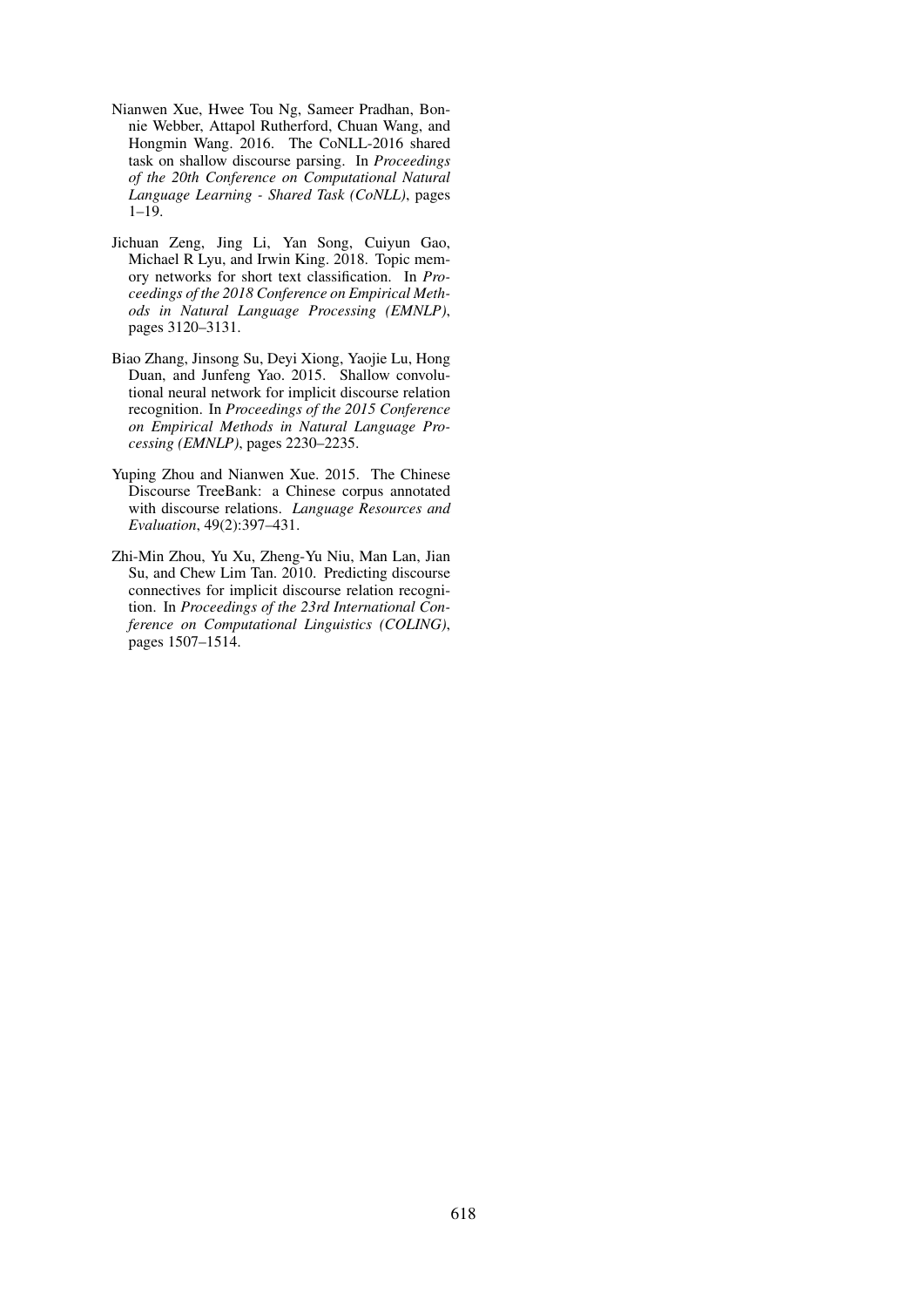Nianwen Xue, Hwee Tou Ng, Sameer Pradhan, Bonnie Webber, Attapol Rutherford, Chuan Wang, and Hongmin Wang. 2016. The CoNLL-2016 shared task on shallow discourse parsing. In *Proceedings of the 20th Conference on Computational Natural Language Learning - Shared Task (CoNLL)*, pages 1–19.

Jichuan Zeng, Jing Li, Yan Song, Cuiyun Gao, Michael R Lyu, and Irwin King. 2018. Topic memory networks for short text classification. In *Proceedings of the 2018 Conference on Empirical Methods in Natural Language Processing (EMNLP)*, pages 3120–3131.

Biao Zhang, Jinsong Su, Deyi Xiong, Yaojie Lu, Hong Duan, and Junfeng Yao. 2015. Shallow convolutional neural network for implicit discourse relation recognition. In *Proceedings of the 2015 Conference on Empirical Methods in Natural Language Processing (EMNLP)*, pages 2230–2235.

Yuping Zhou and Nianwen Xue. 2015. The Chinese Discourse TreeBank: a Chinese corpus annotated with discourse relations. *Language Resources and Evaluation*, 49(2):397–431.

Zhi-Min Zhou, Yu Xu, Zheng-Yu Niu, Man Lan, Jian Su, and Chew Lim Tan. 2010. Predicting discourse connectives for implicit discourse relation recognition. In *Proceedings of the 23rd International Conference on Computational Linguistics (COLING)*, pages 1507–1514.